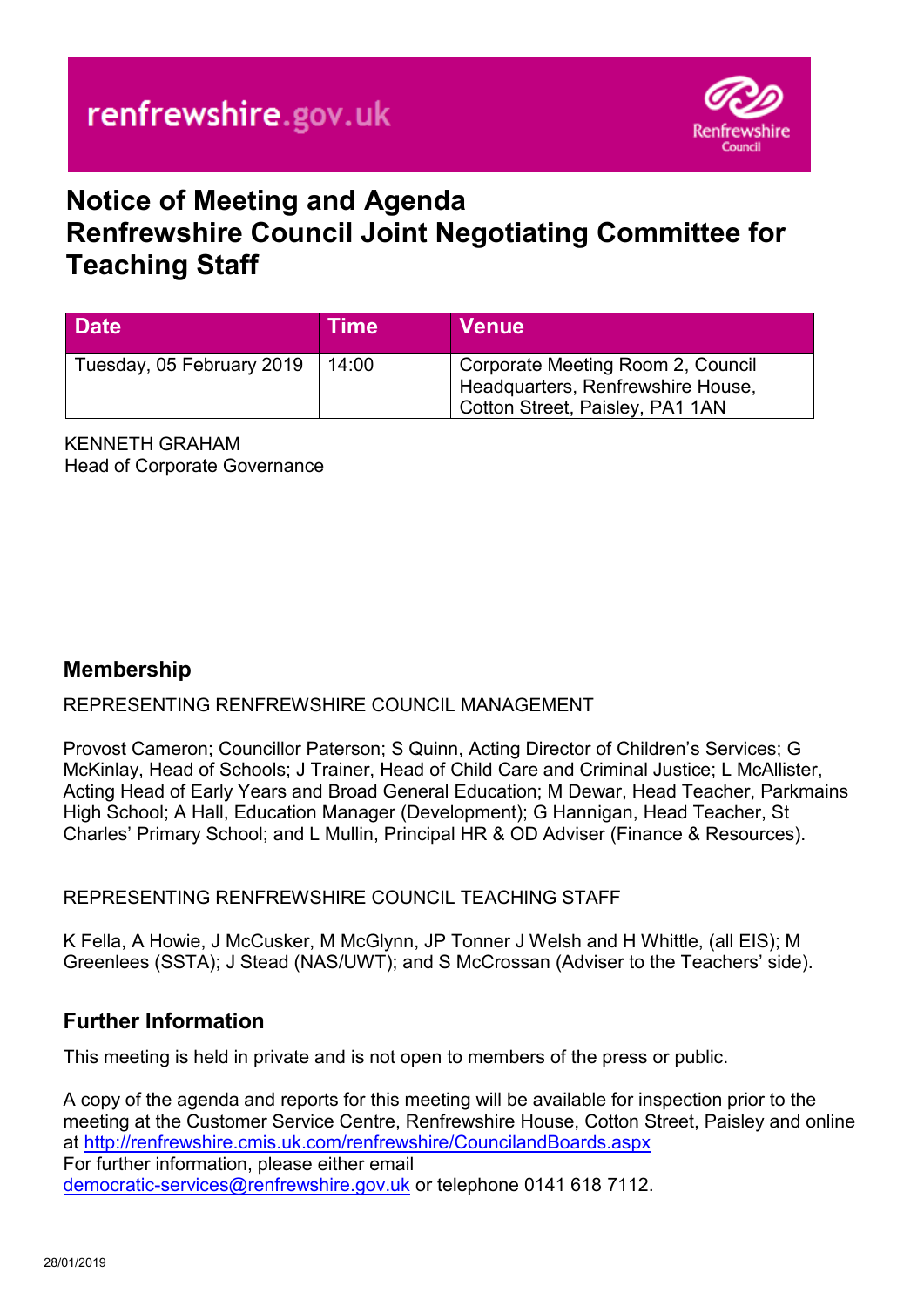renfrewshire.gov.uk

# Notice of Meeting and Agenda
# Renfrewshire Council Joint Negotiating Committee for Teaching Staff

| Date | Time | Venue |
| --- | --- | --- |
| Tuesday, 05 February 2019 | 14:00 | Corporate Meeting Room 2, Council Headquarters, Renfrewshire House, Cotton Street, Paisley, PA1 1AN |

KENNETH GRAHAM
Head of Corporate Governance

## Membership

REPRESENTING RENFREWSHIRE COUNCIL MANAGEMENT

Provost Cameron; Councillor Paterson; S Quinn, Acting Director of Children's Services; G McKinlay, Head of Schools; J Trainer, Head of Child Care and Criminal Justice; L McAllister, Acting Head of Early Years and Broad General Education; M Dewar, Head Teacher, Parkmains High School; A Hall, Education Manager (Development); G Hannigan, Head Teacher, St Charles' Primary School; and L Mullin, Principal HR & OD Adviser (Finance & Resources).

REPRESENTING RENFREWSHIRE COUNCIL TEACHING STAFF

K Fella, A Howie, J McCusker, M McGlynn, JP Tonner J Welsh and H Whittle, (all EIS); M Greenlees (SSTA); J Stead (NAS/UWT); and S McCrossan (Adviser to the Teachers' side).

## Further Information

This meeting is held in private and is not open to members of the press or public.

A copy of the agenda and reports for this meeting will be available for inspection prior to the meeting at the Customer Service Centre, Renfrewshire House, Cotton Street, Paisley and online at http://renfrewshire.cmis.uk.com/renfrewshire/CouncilandBoards.aspx
For further information, please either email democratic-services@renfrewshire.gov.uk or telephone 0141 618 7112.

28/01/2019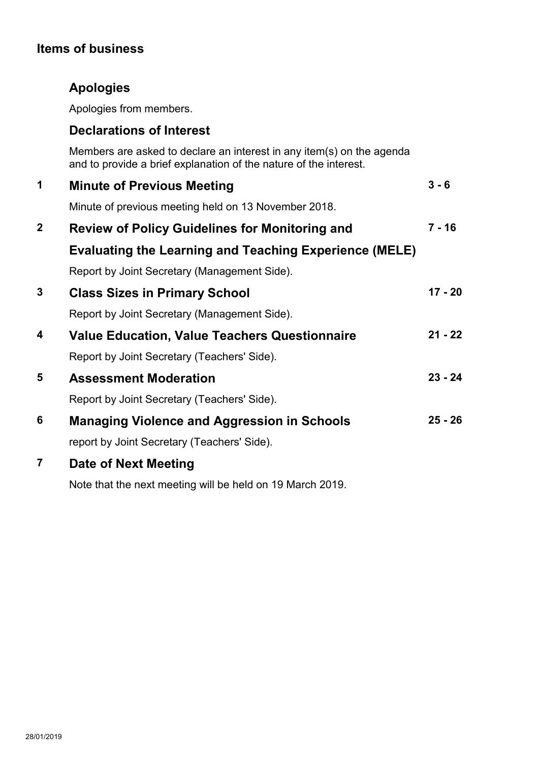## Items of business

### Apologies

Apologies from members.

### Declarations of Interest

Members are asked to declare an interest in any item(s) on the agenda and to provide a brief explanation of the nature of the interest.

| | | |
|---|---|---|
| **1** | **Minute of Previous Meeting**<br>Minute of previous meeting held on 13 November 2018. | **3 - 6** |
| **2** | **Review of Policy Guidelines for Monitoring and Evaluating the Learning and Teaching Experience (MELE)**<br>Report by Joint Secretary (Management Side). | **7 - 16** |
| **3** | **Class Sizes in Primary School**<br>Report by Joint Secretary (Management Side). | **17 - 20** |
| **4** | **Value Education, Value Teachers Questionnaire**<br>Report by Joint Secretary (Teachers' Side). | **21 - 22** |
| **5** | **Assessment Moderation**<br>Report by Joint Secretary (Teachers' Side). | **23 - 24** |
| **6** | **Managing Violence and Aggression in Schools**<br>report by Joint Secretary (Teachers' Side). | **25 - 26** |
| **7** | **Date of Next Meeting**<br>Note that the next meeting will be held on 19 March 2019. | |

28/01/2019